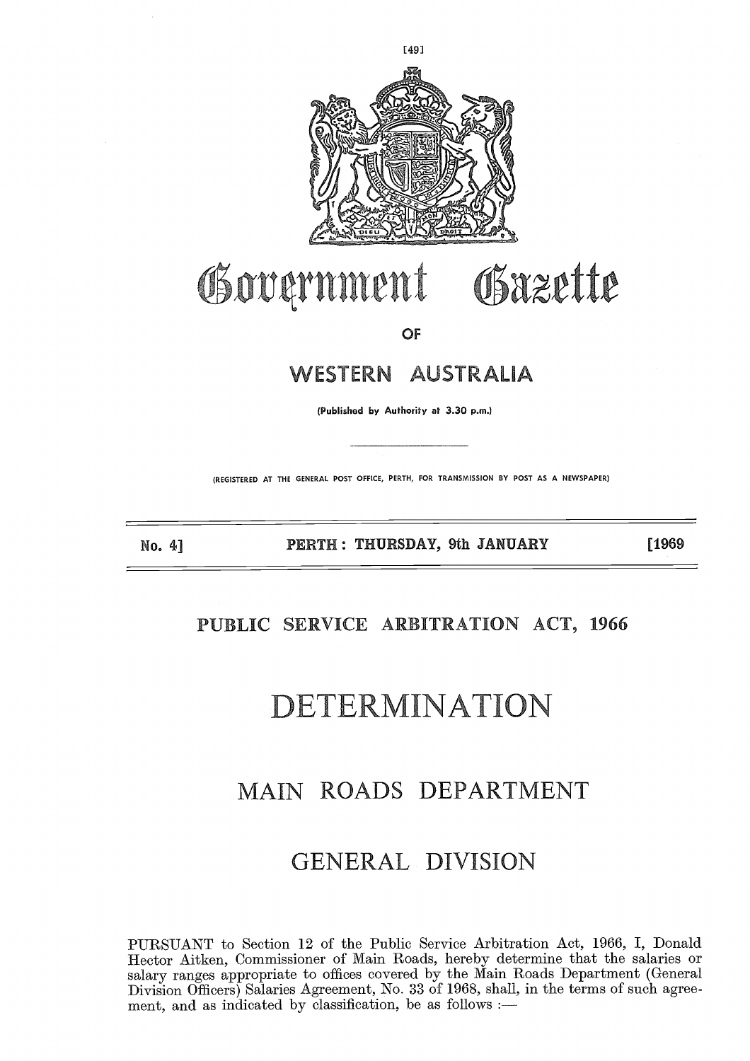# Government Gazette

OF

## WESTERN AUSTRALIA

(Published by Authority at 3.30 p.m.)

(REGISTERED AT THE GENERAL POST OFFICE, PERTH, FOR TRANSMISSION BY POST AS A NEWSPAPER)

No. 4] **PERTH: THURSDAY, 9th JANUARY** [1969

## PUBLIC SERVICE ARBITRATION ACT, 1966

# DETERMINATION

# MAIN ROADS DEPARTMENT

# GENERAL DIVISION

PURSUANT to Section 12 of the Public Service Arbitration Act, 1966, I, Donald Hector Aitken, Commissioner of Main Roads, hereby determine that the salaries or salary ranges appropriate to offices covered by the Main Roads Department (General Division Officers) Salaries Agreement, No. 33 of 1968, shall, in the terms of such agreement, and as indicated by classification, be as follows :—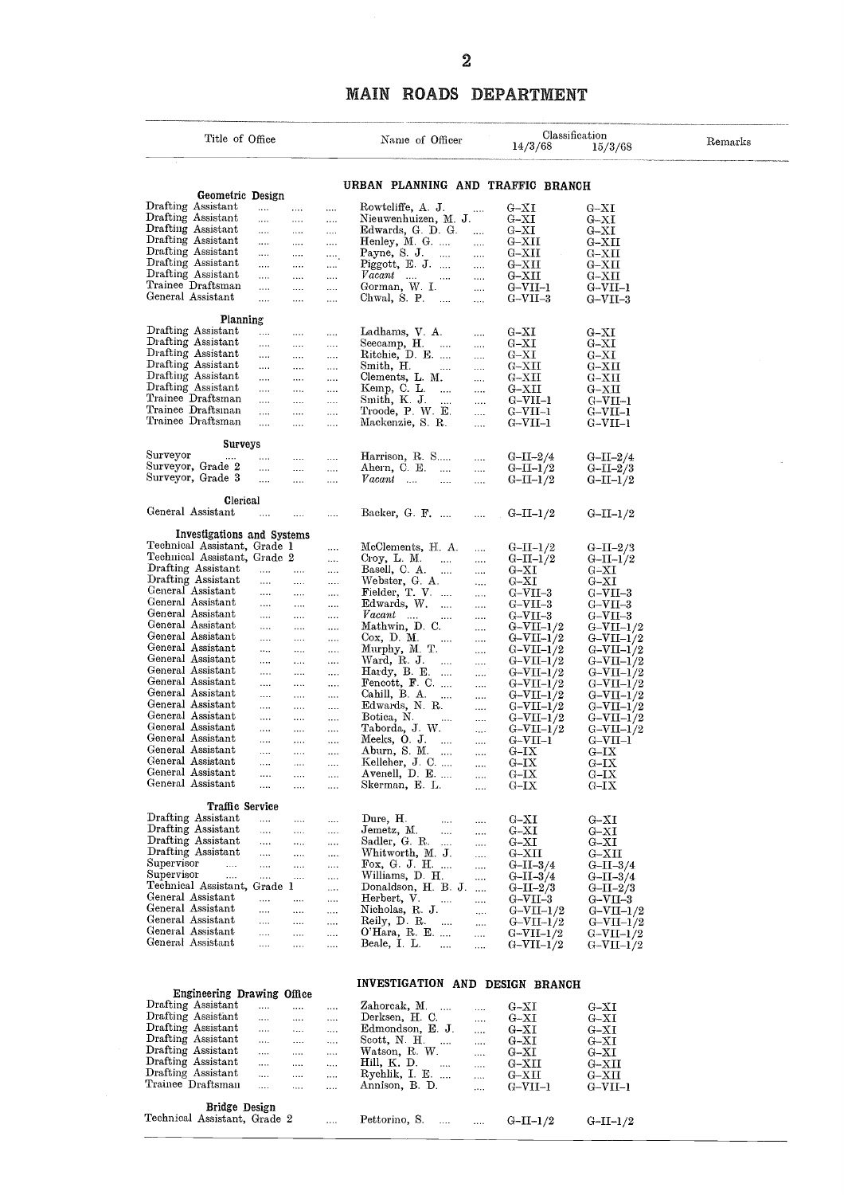# MAIN ROADS DEPARTMENT

| Title of Office | Name of Officer | Classification 14/3/68 | Classification 15/3/68 | Remarks |
|---|---|---|---|---|
| | **URBAN PLANNING AND TRAFFIC BRANCH** | | | |
| **Geometric Design** | | | | |
| Drafting Assistant | Rowtcliffe, A. J. | G–XI | G–XI | |
| Drafting Assistant | Nieuwenhuizen, M. J. | G–XI | G–XI | |
| Drafting Assistant | Edwards, G. D. G. | G–XI | G–XI | |
| Drafting Assistant | Henley, M. G. | G–XII | G–XII | |
| Drafting Assistant | Payne, S. J. | G–XII | G–XII | |
| Drafting Assistant | Piggott, E. J. | G–XII | G–XII | |
| Drafting Assistant | *Vacant* | G–XII | G–XII | |
| Trainee Draftsman | Gorman, W. I. | G–VII–1 | G–VII–1 | |
| General Assistant | Chwal, S. P. | G–VII–3 | G–VII–3 | |
| **Planning** | | | | |
| Drafting Assistant | Ladhams, V. A. | G–XI | G–XI | |
| Drafting Assistant | Seecamp, H. | G–XI | G–XI | |
| Drafting Assistant | Ritchie, D. E. | G–XI | G–XI | |
| Drafting Assistant | Smith, H. | G–XII | G–XII | |
| Drafting Assistant | Clements, L. M. | G–XII | G–XII | |
| Drafting Assistant | Kemp, C. L. | G–XII | G–XII | |
| Trainee Draftsman | Smith, K. J. | G–VII–1 | G–VII–1 | |
| Trainee Draftsman | Troode, P. W. E. | G–VII–1 | G–VII–1 | |
| Trainee Draftsman | Mackenzie, S. R. | G–VII–1 | G–VII–1 | |
| **Surveys** | | | | |
| Surveyor | Harrison, R. S. | G–II–2/4 | G–II–2/4 | |
| Surveyor, Grade 2 | Ahern, C. E. | G–II–1/2 | G–II–2/3 | |
| Surveyor, Grade 3 | *Vacant* | G–II–1/2 | G–II–1/2 | |
| **Clerical** | | | | |
| General Assistant | Backer, G. F. | G–II–1/2 | G–II–1/2 | |
| **Investigations and Systems** | | | | |
| Technical Assistant, Grade 1 | McClements, H. A. | G–II–1/2 | G–II–2/3 | |
| Technical Assistant, Grade 2 | Croy, L. M. | G–II–1/2 | G–II–1/2 | |
| Drafting Assistant | Basell, C. A. | G–XI | G–XI | |
| Drafting Assistant | Webster, G. A. | G–XI | G–XI | |
| General Assistant | Fielder, T. V. | G–VII–3 | G–VII–3 | |
| General Assistant | Edwards, W. | G–VII–3 | G–VII–3 | |
| General Assistant | *Vacant* | G–VII–3 | G–VII–3 | |
| General Assistant | Mathwin, D. C. | G–VII–1/2 | G–VII–1/2 | |
| General Assistant | Cox, D. M. | G–VII–1/2 | G–VII–1/2 | |
| General Assistant | Murphy, M. T. | G–VII–1/2 | G–VII–1/2 | |
| General Assistant | Ward, R. J. | G–VII–1/2 | G–VII–1/2 | |
| General Assistant | Hardy, B. E. | G–VII–1/2 | G–VII–1/2 | |
| General Assistant | Fencott, F. C. | G–VII–1/2 | G–VII–1/2 | |
| General Assistant | Cahill, B. A. | G–VII–1/2 | G–VII–1/2 | |
| General Assistant | Edwards, N. R. | G–VII–1/2 | G–VII–1/2 | |
| General Assistant | Botica, N. | G–VII–1/2 | G–VII–1/2 | |
| General Assistant | Taborda, J. W. | G–VII–1/2 | G–VII–1/2 | |
| General Assistant | Meeks, O. J. | G–VII–1 | G–VII–1 | |
| General Assistant | Aburn, S. M. | G–IX | G–IX | |
| General Assistant | Kelleher, J. C. | G–IX | G–IX | |
| General Assistant | Avenell, D. E. | G–IX | G–IX | |
| General Assistant | Skerman, E. L. | G–IX | G–IX | |
| **Traffic Service** | | | | |
| Drafting Assistant | Dure, H. | G–XI | G–XI | |
| Drafting Assistant | Jemetz, M. | G–XI | G–XI | |
| Drafting Assistant | Sadler, G. R. | G–XI | G–XI | |
| Drafting Assistant | Whitworth, M. J. | G–XII | G–XII | |
| Supervisor | Fox, G. J. H. | G–II–3/4 | G–II–3/4 | |
| Supervisor | Williams, D. H. | G–II–3/4 | G–II–3/4 | |
| Technical Assistant, Grade 1 | Donaldson, H. B. J. | G–II–2/3 | G–II–2/3 | |
| General Assistant | Herbert, V. | G–VII–3 | G–VII–3 | |
| General Assistant | Nicholas, R. J. | G–VII–1/2 | G–VII–1/2 | |
| General Assistant | Reily, D. R. | G–VII–1/2 | G–VII–1/2 | |
| General Assistant | O'Hara, R. E. | G–VII–1/2 | G–VII–1/2 | |
| General Assistant | Beale, I. L. | G–VII–1/2 | G–VII–1/2 | |
| | **INVESTIGATION AND DESIGN BRANCH** | | | |
| **Engineering Drawing Office** | | | | |
| Drafting Assistant | Zahorcak, M. | G–XI | G–XI | |
| Drafting Assistant | Derksen, H. C. | G–XI | G–XI | |
| Drafting Assistant | Edmondson, E. J. | G–XI | G–XI | |
| Drafting Assistant | Scott, N. H. | G–XI | G–XI | |
| Drafting Assistant | Watson, R. W. | G–XI | G–XI | |
| Drafting Assistant | Hill, K. D. | G–XII | G–XII | |
| Drafting Assistant | Rychlik, I. E. | G–XII | G–XII | |
| Trainee Draftsman | Annison, B. D. | G–VII–1 | G–VII–1 | |
| **Bridge Design** | | | | |
| Technical Assistant, Grade 2 | Pettorino, S. | G–II–1/2 | G–II–1/2 | |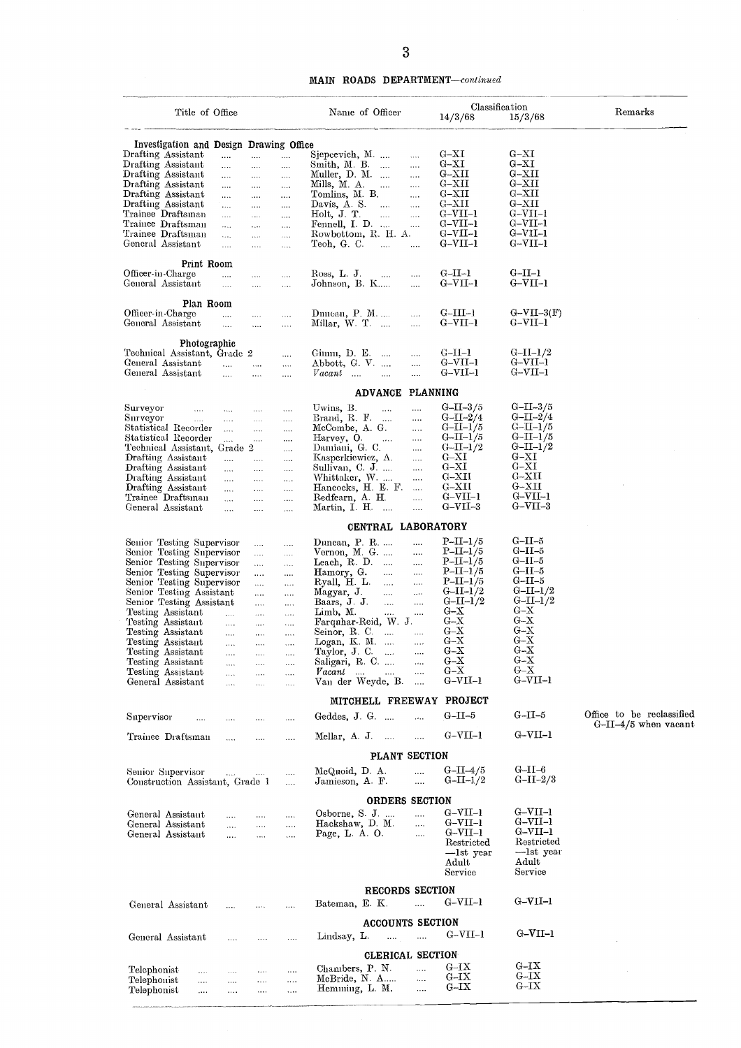**MAIN ROADS DEPARTMENT**—*continued*

| Title of Office | Name of Officer | Classification 14/3/68 | Classification 15/3/68 | Remarks |
|---|---|---|---|---|
| **Investigation and Design Drawing Office** | | | | |
| Drafting Assistant | Sjepcevich, M. | G–XI | G–XI | |
| Drafting Assistant | Smith, M. B. | G–XI | G–XI | |
| Drafting Assistant | Muller, D. M. | G–XII | G–XII | |
| Drafting Assistant | Mills, M. A. | G–XII | G–XII | |
| Drafting Assistant | Tomlins, M. B. | G–XII | G–XII | |
| Drafting Assistant | Davis, A. S. | G–XII | G–XII | |
| Trainee Draftsman | Holt, J. T. | G–VII–1 | G–VII–1 | |
| Trainee Draftsman | Fennell, I. D. | G–VII–1 | G–VII–1 | |
| Trainee Draftsman | Rowbottom, R. H. A. | G–VII–1 | G–VII–1 | |
| General Assistant | Teoh, G. C. | G–VII–1 | G–VII–1 | |
| **Print Room** | | | | |
| Officer-in-Charge | Ross, L. J. | G–II–1 | G–II–1 | |
| General Assistant | Johnson, B. K. | G–VII–1 | G–VII–1 | |
| **Plan Room** | | | | |
| Officer-in-Charge | Duncan, P. M. | G–III–1 | G–VII–3(F) | |
| General Assistant | Millar, W. T. | G–VII–1 | G–VII–1 | |
| **Photographic** | | | | |
| Technical Assistant, Grade 2 | Ginnn, D. E. | G–II–1 | G–II–1/2 | |
| General Assistant | Abbott, G. V. | G–VII–1 | G–VII–1 | |
| General Assistant | *Vacant* | G–VII–1 | G–VII–1 | |
| **ADVANCE PLANNING** | | | | |
| Surveyor | Uwins, B. | G–II–3/5 | G–II–3/5 | |
| Surveyor | Brand, R. F. | G–II–2/4 | G–II–2/4 | |
| Statistical Recorder | McCombe, A. G. | G–II–1/5 | G–II–1/5 | |
| Statistical Recorder | Harvey, O. | G–II–1/5 | G–II–1/5 | |
| Technical Assistant, Grade 2 | Damiani, G. C. | G–II–1/2 | G–II–1/2 | |
| Drafting Assistant | Kasperkiewicz, A. | G–XI | G–XI | |
| Drafting Assistant | Sullivan, C. J. | G–XI | G–XI | |
| Drafting Assistant | Whittaker, W. | G–XII | G–XII | |
| Drafting Assistant | Hancocks, H. E. F. | G–XII | G–XII | |
| Trainee Draftsman | Redfearn, A. H. | G–VII–1 | G–VII–1 | |
| General Assistant | Martin, I. H. | G–VII–3 | G–VII–3 | |
| **CENTRAL LABORATORY** | | | | |
| Senior Testing Supervisor | Duncan, P. R. | P–II–1/5 | G–II–5 | |
| Senior Testing Supervisor | Vernon, M. G. | P–II–1/5 | G–II–5 | |
| Senior Testing Supervisor | Leach, R. D. | P–II–1/5 | G–II–5 | |
| Senior Testing Supervisor | Hamory, G. | P–II–1/5 | G–II–5 | |
| Senior Testing Supervisor | Ryall, H. L. | P–II–1/5 | G–II–5 | |
| Senior Testing Assistant | Magyar, J. | G–II–1/2 | G–II–1/2 | |
| Senior Testing Assistant | Baars, J. J. | G–II–1/2 | G–II–1/2 | |
| Testing Assistant | Limb, M. | G–X | G–X | |
| Testing Assistant | Farquhar-Reid, W. J. | G–X | G–X | |
| Testing Assistant | Seinor, R. C. | G–X | G–X | |
| Testing Assistant | Logan, K. M. | G–X | G–X | |
| Testing Assistant | Taylor, J. C. | G–X | G–X | |
| Testing Assistant | Saligari, R. C. | G–X | G–X | |
| Testing Assistant | *Vacant* | G–X | G–X | |
| General Assistant | Van der Weyde, B. | G–VII–1 | G–VII–1 | |
| **MITCHELL FREEWAY PROJECT** | | | | |
| Supervisor | Geddes, J. G. | G–II–5 | G–II–5 | Office to be reclassified G–II–4/5 when vacant |
| Trainee Draftsman | Mellar, A. J. | G–VII–1 | G–VII–1 | |
| **PLANT SECTION** | | | | |
| Senior Supervisor | McQuoid, D. A. | G–II–4/5 | G–II–6 | |
| Construction Assistant, Grade 1 | Jamieson, A. F. | G–II–1/2 | G–II–2/3 | |
| **ORDERS SECTION** | | | | |
| General Assistant | Osborne, S. J. | G–VII–1 | G–VII–1 | |
| General Assistant | Hackshaw, D. M. | G–VII–1 | G–VII–1 | |
| General Assistant | Page, L. A. O. | G–VII–1 Restricted —1st year Adult Service | G–VII–1 Restricted —1st year Adult Service | |
| **RECORDS SECTION** | | | | |
| General Assistant | Bateman, E. K. | G–VII–1 | G–VII–1 | |
| **ACCOUNTS SECTION** | | | | |
| General Assistant | Lindsay, L. | G–VII–1 | G–VII–1 | |
| **CLERICAL SECTION** | | | | |
| Telephonist | Chambers, P. N. | G–IX | G–IX | |
| Telephonist | McBride, N. A. | G–IX | G–IX | |
| Telephonist | Hemming, L. M. | G–IX | G–IX | |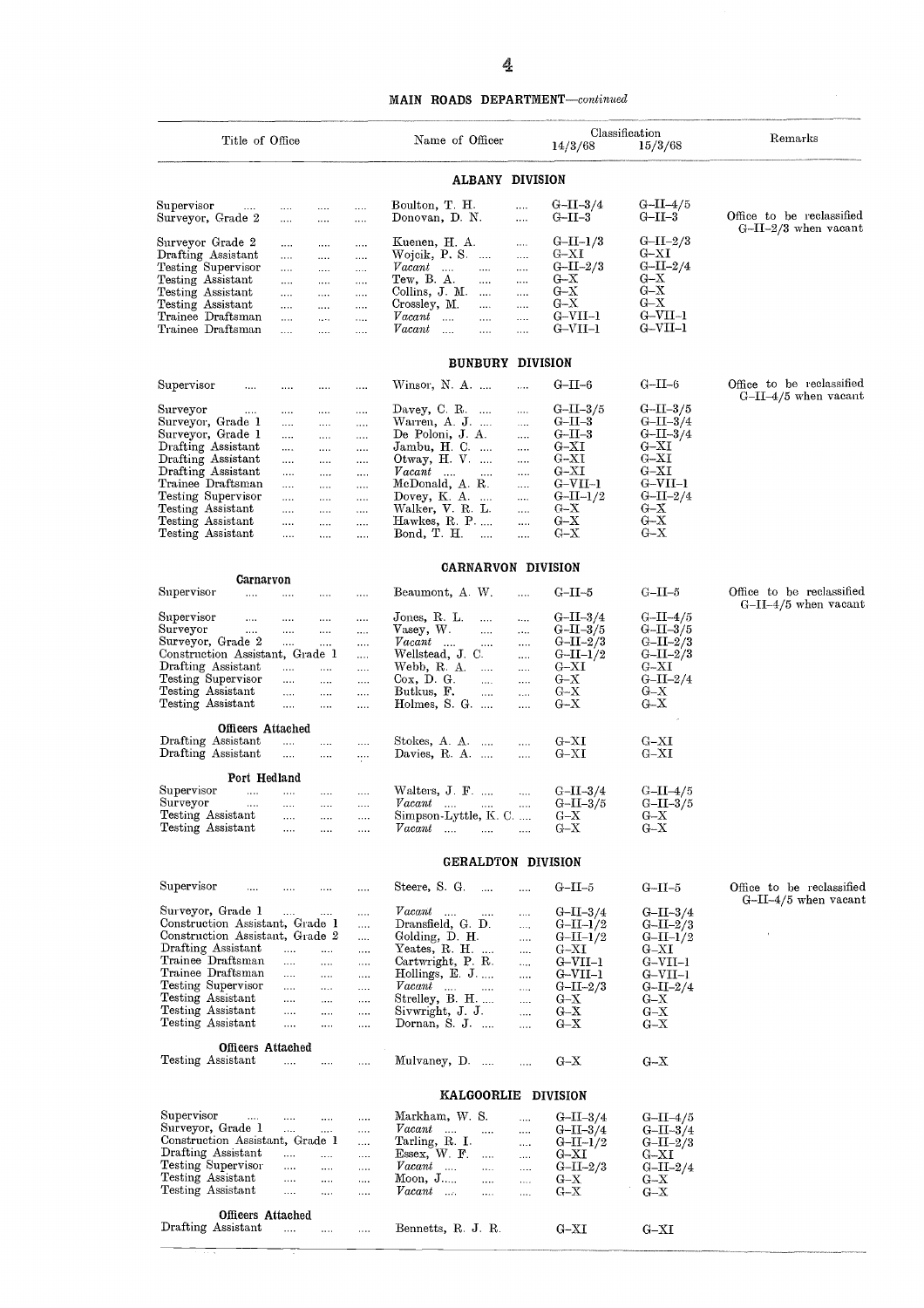**MAIN ROADS DEPARTMENT**—*continued*

| Title of Office | Name of Officer | Classification 14/3/68 | Classification 15/3/68 | Remarks |
|---|---|---|---|---|
| | **ALBANY DIVISION** | | | |
| Supervisor | Boulton, T. H. | G–II–3/4 | G–II–4/5 | |
| Surveyor, Grade 2 | Donovan, D. N. | G–II–3 | G–II–3 | Office to be reclassified G–II–2/3 when vacant |
| Surveyor Grade 2 | Kuenen, H. A. | G–II–1/3 | G–II–2/3 | |
| Drafting Assistant | Wojcik, P. S. | G–XI | G–XI | |
| Testing Supervisor | *Vacant* | G–II–2/3 | G–II–2/4 | |
| Testing Assistant | Tew, B. A. | G–X | G–X | |
| Testing Assistant | Collins, J. M. | G–X | G–X | |
| Testing Assistant | Crossley, M. | G–X | G–X | |
| Trainee Draftsman | *Vacant* | G–VII–1 | G–VII–1 | |
| Trainee Draftsman | *Vacant* | G–VII–1 | G–VII–1 | |
| | **BUNBURY DIVISION** | | | |
| Supervisor | Winsor, N. A. | G–II–6 | G–II–6 | Office to be reclassified G–II–4/5 when vacant |
| Surveyor | Davey, C. R. | G–II–3/5 | G–II–3/5 | |
| Surveyor, Grade 1 | Warren, A. J. | G–II–3 | G–II–3/4 | |
| Surveyor, Grade 1 | De Poloni, J. A. | G–II–3 | G–II–3/4 | |
| Drafting Assistant | Jambu, H. C. | G–XI | G–XI | |
| Drafting Assistant | Otway, H. V. | G–XI | G–XI | |
| Drafting Assistant | *Vacant* | G–XI | G–XI | |
| Trainee Draftsman | McDonald, A. R. | G–VII–1 | G–VII–1 | |
| Testing Supervisor | Dovey, K. A. | G–II–1/2 | G–II–2/4 | |
| Testing Assistant | Walker, V. R. L. | G–X | G–X | |
| Testing Assistant | Hawkes, R. P. | G–X | G–X | |
| Testing Assistant | Bond, T. H. | G–X | G–X | |
| | **CARNARVON DIVISION** | | | |
| **Carnarvon** | | | | |
| Supervisor | Beaumont, A. W. | G–II–5 | G–II–5 | Office to be reclassified G–II–4/5 when vacant |
| Supervisor | Jones, R. L. | G–II–3/4 | G–II–4/5 | |
| Surveyor | Vasey, W. | G–II–3/5 | G–II–3/5 | |
| Surveyor, Grade 2 | *Vacant* | G–II–2/3 | G–II–2/3 | |
| Construction Assistant, Grade 1 | Wellstead, J. C. | G–II–1/2 | G–II–2/3 | |
| Drafting Assistant | Webb, R. A. | G–XI | G–XI | |
| Testing Supervisor | Cox, D. G. | G–X | G–II–2/4 | |
| Testing Assistant | Butkus, F. | G–X | G–X | |
| Testing Assistant | Holmes, S. G. | G–X | G–X | |
| **Officers Attached** | | | | |
| Drafting Assistant | Stokes, A. A. | G–XI | G–XI | |
| Drafting Assistant | Davies, R. A. | G–XI | G–XI | |
| **Port Hedland** | | | | |
| Supervisor | Walters, J. F. | G–II–3/4 | G–II–4/5 | |
| Surveyor | *Vacant* | G–II–3/5 | G–II–3/5 | |
| Testing Assistant | Simpson-Lyttle, K. C. | G–X | G–X | |
| Testing Assistant | *Vacant* | G–X | G–X | |
| | **GERALDTON DIVISION** | | | |
| Supervisor | Steere, S. G. | G–II–5 | G–II–5 | Office to be reclassified G–II–4/5 when vacant |
| Surveyor, Grade 1 | *Vacant* | G–II–3/4 | G–II–3/4 | |
| Construction Assistant, Grade 1 | Dransfield, G. D. | G–II–1/2 | G–II–2/3 | |
| Construction Assistant, Grade 2 | Golding, D. H. | G–II–1/2 | G–II–1/2 | |
| Drafting Assistant | Yeates, R. H. | G–XI | G–XI | |
| Trainee Draftsman | Cartwright, P. R. | G–VII–1 | G–VII–1 | |
| Trainee Draftsman | Hollings, E. J. | G–VII–1 | G–VII–1 | |
| Testing Supervisor | *Vacant* | G–II–2/3 | G–II–2/4 | |
| Testing Assistant | Strelley, B. H. | G–X | G–X | |
| Testing Assistant | Sivwright, J. J. | G–X | G–X | |
| Testing Assistant | Dornan, S. J. | G–X | G–X | |
| **Officers Attached** | | | | |
| Testing Assistant | Mulvaney, D. | G–X | G–X | |
| | **KALGOORLIE DIVISION** | | | |
| Supervisor | Markham, W. S. | G–II–3/4 | G–II–4/5 | |
| Surveyor, Grade 1 | *Vacant* | G–II–3/4 | G–II–3/4 | |
| Construction Assistant, Grade 1 | Tarling, R. I. | G–II–1/2 | G–II–2/3 | |
| Drafting Assistant | Essex, W. F. | G–XI | G–XI | |
| Testing Supervisor | *Vacant* | G–II–2/3 | G–II–2/4 | |
| Testing Assistant | Moon, J. | G–X | G–X | |
| Testing Assistant | *Vacant* | G–X | G–X | |
| **Officers Attached** | | | | |
| Drafting Assistant | Bennetts, R. J. R. | G–XI | G–XI | |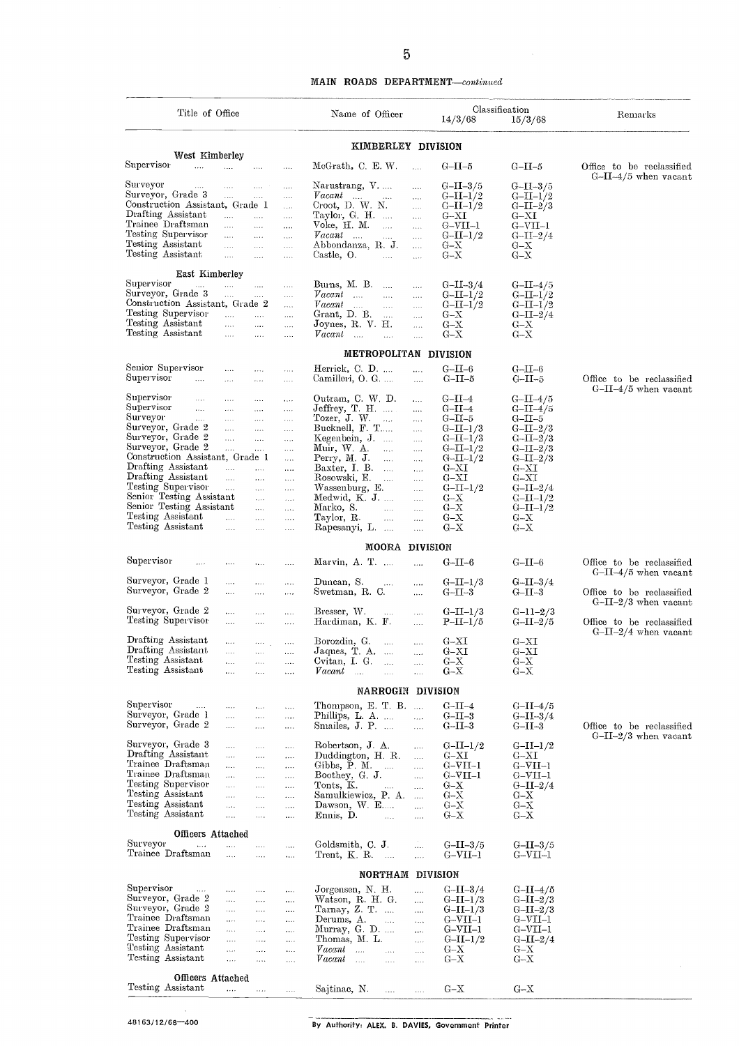## MAIN ROADS DEPARTMENT—*continued*

| Title of Office | Name of Officer | Classification 14/3/68 | Classification 15/3/68 | Remarks |
|---|---|---|---|---|
| | **KIMBERLEY DIVISION** | | | |
| **West Kimberley** | | | | |
| Supervisor | McGrath, C. E. W. | G–II–5 | G–II–5 | Office to be reclassified G–II–4/5 when vacant |
| Surveyor | Narustrang, V. | G–II–3/5 | G–II–3/5 | |
| Surveyor, Grade 3 | *Vacant* | G–II–1/2 | G–II–1/2 | |
| Construction Assistant, Grade 1 | Croot, D. W. N. | G–II–1/2 | G–II–2/3 | |
| Drafting Assistant | Taylor, G. H. | G–XI | G–XI | |
| Trainee Draftsman | Voke, H. M. | G–VII–1 | G–VII–1 | |
| Testing Supervisor | *Vacant* | G–II–1/2 | G–II–2/4 | |
| Testing Assistant | Abbondanza, R. J. | G–X | G–X | |
| Testing Assistant | Castle, O. | G–X | G–X | |
| **East Kimberley** | | | | |
| Supervisor | Burns, M. B. | G–II–3/4 | G–II–4/5 | |
| Surveyor, Grade 3 | *Vacant* | G–II–1/2 | G–II–1/2 | |
| Construction Assistant, Grade 2 | *Vacant* | G–II–1/2 | G–II–1/2 | |
| Testing Supervisor | Grant, D. B. | G–X | G–II–2/4 | |
| Testing Assistant | Joynes, R. V. H. | G–X | G–X | |
| Testing Assistant | *Vacant* | G–X | G–X | |
| | **METROPOLITAN DIVISION** | | | |
| Senior Supervisor | Herrick, C. D. | G–II–6 | G–II–6 | |
| Supervisor | Camilleri, O. G. | G–II–5 | G–II–5 | Office to be reclassified G–II–4/5 when vacant |
| Supervisor | Outram, C. W. D. | G–II–4 | G–II–4/5 | |
| Supervisor | Jeffrey, T. H. | G–II–4 | G–II–4/5 | |
| Surveyor | Tozer, J. W. | G–II–5 | G–II–5 | |
| Surveyor, Grade 2 | Bucknell, F. T. | G–II–1/3 | G–II–2/3 | |
| Surveyor, Grade 2 | Kegenbein, J. | G–II–1/3 | G–II–2/3 | |
| Surveyor, Grade 2 | Muir, W. A. | G–II–1/2 | G–II–2/3 | |
| Construction Assistant, Grade 1 | Perry, M. J. | G–II–1/2 | G–II–2/3 | |
| Drafting Assistant | Baxter, I. B. | G–XI | G–XI | |
| Drafting Assistant | Rosowski, E. | G–XI | G–XI | |
| Testing Supervisor | Wassenburg, E. | G–II–1/2 | G–II–2/4 | |
| Senior Testing Assistant | Medwid, K. J. | G–X | G–II–1/2 | |
| Senior Testing Assistant | Marko, S. | G–X | G–II–1/2 | |
| Testing Assistant | Taylor, R. | G–X | G–X | |
| Testing Assistant | Rapcsanyi, L. | G–X | G–X | |
| | **MOORA DIVISION** | | | |
| Supervisor | Marvin, A. T. | G–II–6 | G–II–6 | Office to be reclassified G–II–4/5 when vacant |
| Surveyor, Grade 1 | Duncan, S. | G–II–1/3 | G–II–3/4 | |
| Surveyor, Grade 2 | Swetman, R. C. | G–II–3 | G–II–3 | Office to be reclassified G–II–2/3 when vacant |
| Surveyor, Grade 2 | Bresser, W. | G–II–1/3 | G–II–2/3 | |
| Testing Supervisor | Hardiman, K. F. | P–II–1/5 | G–II–2/5 | Office to be reclassified G–II–2/4 when vacant |
| Drafting Assistant | Borozdin, G. | G–XI | G–XI | |
| Drafting Assistant | Jaques, T. A. | G–XI | G–XI | |
| Testing Assistant | Cvitan, I. G. | G–X | G–X | |
| Testing Assistant | *Vacant* | G–X | G–X | |
| | **NARROGIN DIVISION** | | | |
| Supervisor | Thompson, E. T. B. | G–II–4 | G–II–4/5 | |
| Surveyor, Grade 1 | Phillips, L. A. | G–II–3 | G–II–3/4 | |
| Surveyor, Grade 2 | Smailes, J. P. | G–II–3 | G–II–3 | Office to be reclassified G–II–2/3 when vacant |
| Surveyor, Grade 3 | Robertson, J. A. | G–II–1/2 | G–II–1/2 | |
| Drafting Assistant | Duddington, H. R. | G–XI | G–XI | |
| Trainee Draftsman | Gibbs, P. M. | G–VII–1 | G–VII–1 | |
| Trainee Draftsman | Boothey, G. J. | G–VII–1 | G–VII–1 | |
| Testing Supervisor | Tonts, K. | G–X | G–II–2/4 | |
| Testing Assistant | Samulkiewicz, P. A. | G–X | G–X | |
| Testing Assistant | Dawson, W. E. | G–X | G–X | |
| Testing Assistant | Ennis, D. | G–X | G–X | |
| **Officers Attached** | | | | |
| Surveyor | Goldsmith, C. J. | G–II–3/5 | G–II–3/5 | |
| Trainee Draftsman | Trent, K. R. | G–VII–1 | G–VII–1 | |
| | **NORTHAM DIVISION** | | | |
| Supervisor | Jorgensen, N. H. | G–II–3/4 | G–II–4/5 | |
| Surveyor, Grade 2 | Watson, R. H. G. | G–II–1/3 | G–II–2/3 | |
| Surveyor, Grade 2 | Tarnay, Z. T. | G–II–1/3 | G–II–2/3 | |
| Trainee Draftsman | Derums, A. | G–VII–1 | G–VII–1 | |
| Trainee Draftsman | Murray, G. D. | G–VII–1 | G–VII–1 | |
| Testing Supervisor | Thomas, M. L. | G–II–1/2 | G–II–2/4 | |
| Testing Assistant | *Vacant* | G–X | G–X | |
| Testing Assistant | *Vacant* | G–X | G–X | |
| **Officers Attached** | | | | |
| Testing Assistant | Sajtinac, N. | G–X | G–X | |

48163/12/68—400

By Authority: ALEX. B. DAVIES, Government Printer